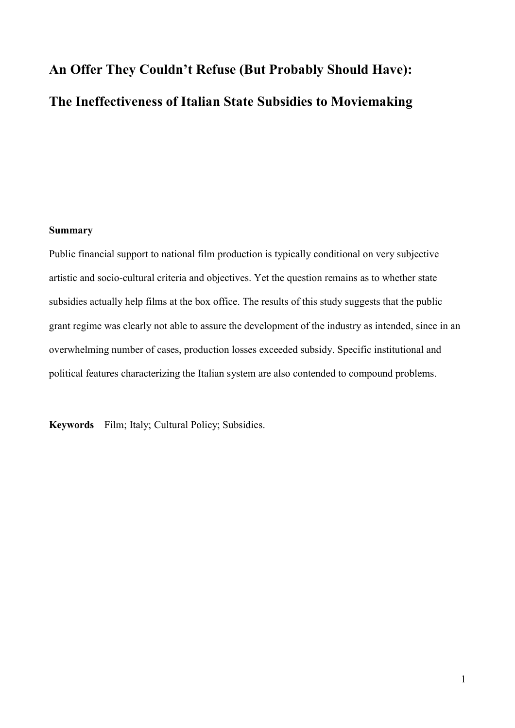# An Offer They Couldn't Refuse (But Probably Should Have): The Ineffectiveness of Italian State Subsidies to Moviemaking

**Summary**

Public financial support to national film production is typically conditional on very subjective artistic and socio-cultural criteria and objectives. Yet the question remains as to whether state subsidies actually help films at the box office. The results of this study suggests that the public grant regime was clearly not able to assure the development of the industry as intended, since in an overwhelming number of cases, production losses exceeded subsidy. Specific institutional and political features characterizing the Italian system are also contended to compound problems.

**Keywords** Film; Italy; Cultural Policy; Subsidies.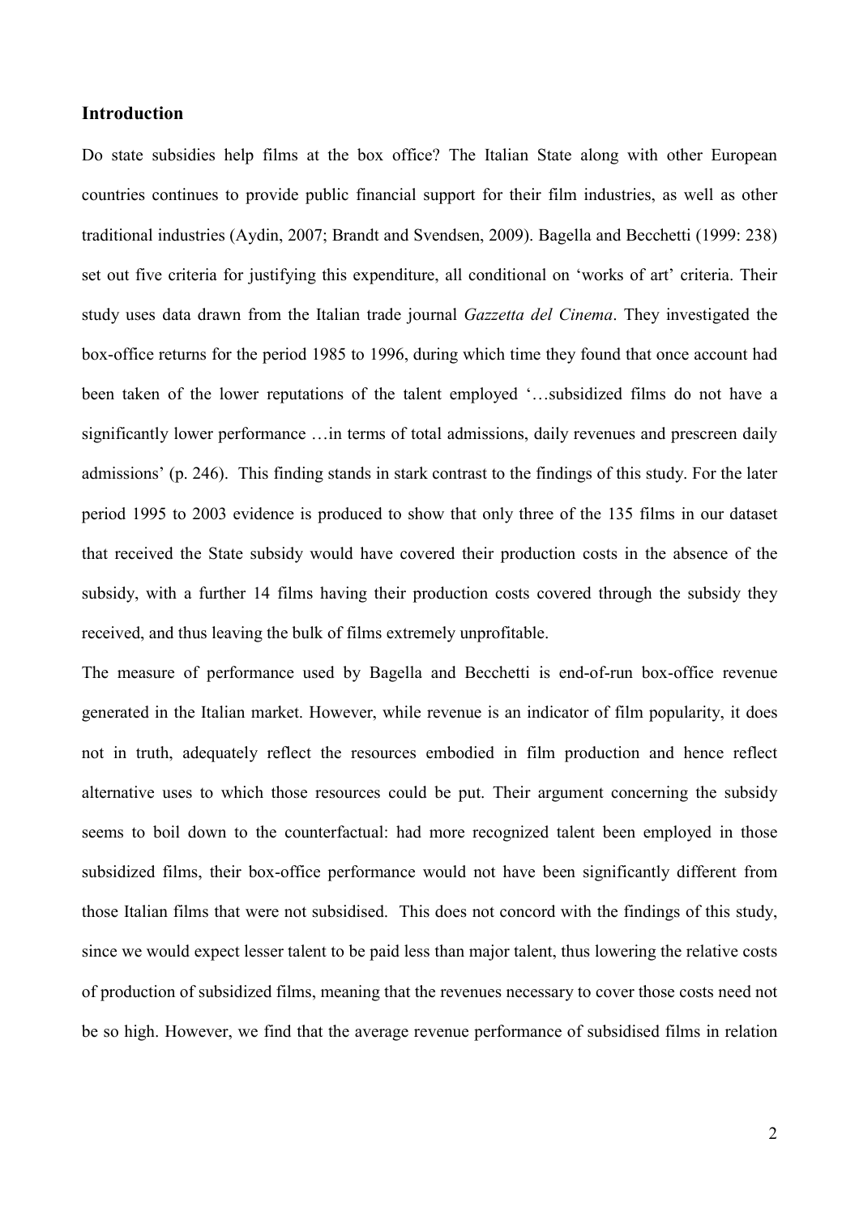## Introduction

Do state subsidies help films at the box office? The Italian State along with other European countries continues to provide public financial support for their film industries, as well as other traditional industries (Aydin, 2007; Brandt and Svendsen, 2009). Bagella and Becchetti (1999: 238) set out five criteria for justifying this expenditure, all conditional on 'works of art' criteria. Their study uses data drawn from the Italian trade journal *Gazzetta del Cinema*. They investigated the box-office returns for the period 1985 to 1996, during which time they found that once account had been taken of the lower reputations of the talent employed '…subsidized films do not have a significantly lower performance …in terms of total admissions, daily revenues and prescreen daily admissions' (p. 246). This finding stands in stark contrast to the findings of this study. For the later period 1995 to 2003 evidence is produced to show that only three of the 135 films in our dataset that received the State subsidy would have covered their production costs in the absence of the subsidy, with a further 14 films having their production costs covered through the subsidy they received, and thus leaving the bulk of films extremely unprofitable.

The measure of performance used by Bagella and Becchetti is end-of-run box-office revenue generated in the Italian market. However, while revenue is an indicator of film popularity, it does not in truth, adequately reflect the resources embodied in film production and hence reflect alternative uses to which those resources could be put. Their argument concerning the subsidy seems to boil down to the counterfactual: had more recognized talent been employed in those subsidized films, their box-office performance would not have been significantly different from those Italian films that were not subsidised. This does not concord with the findings of this study, since we would expect lesser talent to be paid less than major talent, thus lowering the relative costs of production of subsidized films, meaning that the revenues necessary to cover those costs need not be so high. However, we find that the average revenue performance of subsidised films in relation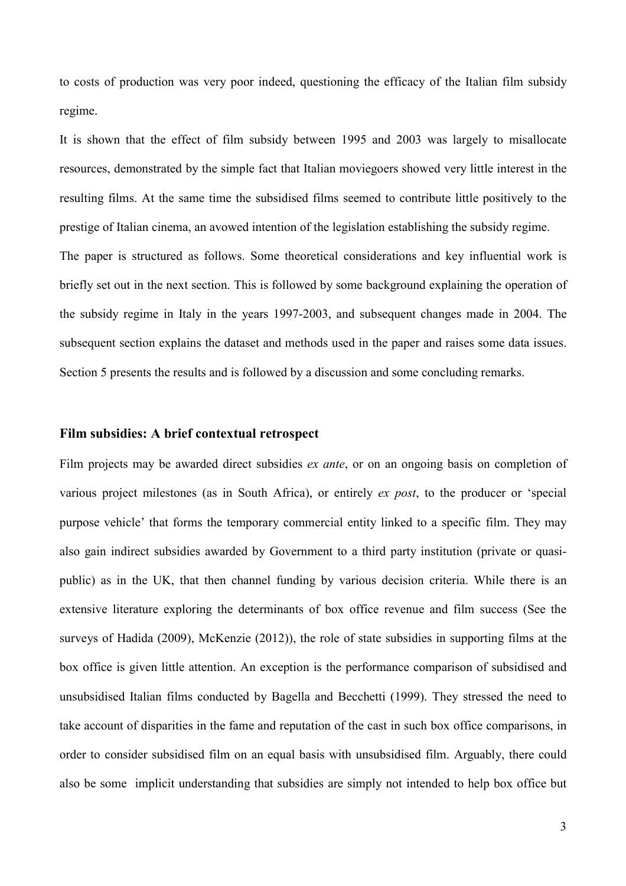to costs of production was very poor indeed, questioning the efficacy of the Italian film subsidy regime.

It is shown that the effect of film subsidy between 1995 and 2003 was largely to misallocate resources, demonstrated by the simple fact that Italian moviegoers showed very little interest in the resulting films. At the same time the subsidised films seemed to contribute little positively to the prestige of Italian cinema, an avowed intention of the legislation establishing the subsidy regime.

The paper is structured as follows. Some theoretical considerations and key influential work is briefly set out in the next section. This is followed by some background explaining the operation of the subsidy regime in Italy in the years 1997-2003, and subsequent changes made in 2004. The subsequent section explains the dataset and methods used in the paper and raises some data issues. Section 5 presents the results and is followed by a discussion and some concluding remarks.

## Film subsidies: A brief contextual retrospect

Film projects may be awarded direct subsidies *ex ante*, or on an ongoing basis on completion of various project milestones (as in South Africa), or entirely *ex post*, to the producer or 'special purpose vehicle' that forms the temporary commercial entity linked to a specific film. They may also gain indirect subsidies awarded by Government to a third party institution (private or quasi-public) as in the UK, that then channel funding by various decision criteria. While there is an extensive literature exploring the determinants of box office revenue and film success (See the surveys of Hadida (2009), McKenzie (2012)), the role of state subsidies in supporting films at the box office is given little attention. An exception is the performance comparison of subsidised and unsubsidised Italian films conducted by Bagella and Becchetti (1999). They stressed the need to take account of disparities in the fame and reputation of the cast in such box office comparisons, in order to consider subsidised film on an equal basis with unsubsidised film. Arguably, there could also be some implicit understanding that subsidies are simply not intended to help box office but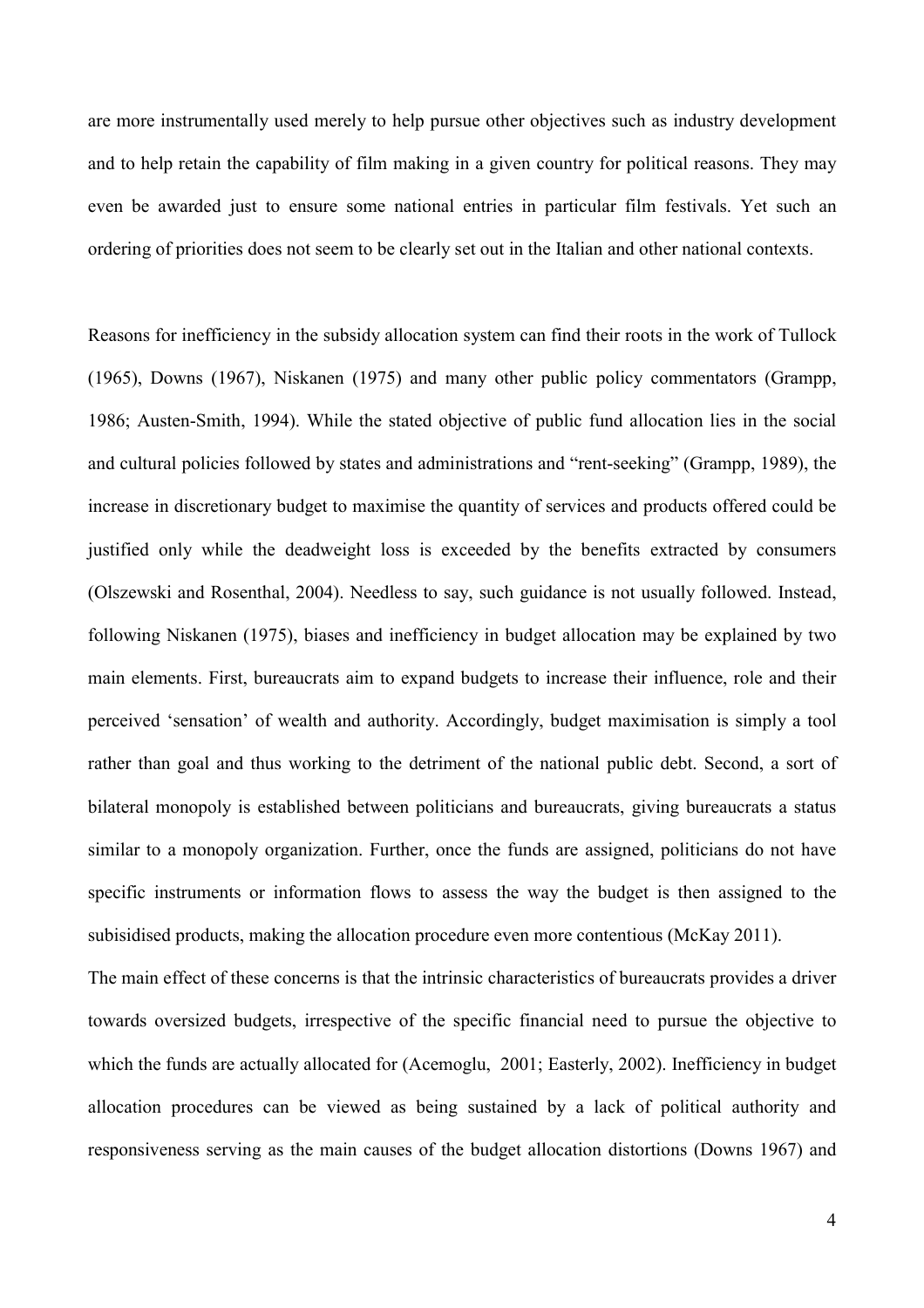are more instrumentally used merely to help pursue other objectives such as industry development and to help retain the capability of film making in a given country for political reasons. They may even be awarded just to ensure some national entries in particular film festivals. Yet such an ordering of priorities does not seem to be clearly set out in the Italian and other national contexts.

Reasons for inefficiency in the subsidy allocation system can find their roots in the work of Tullock (1965), Downs (1967), Niskanen (1975) and many other public policy commentators (Grampp, 1986; Austen-Smith, 1994). While the stated objective of public fund allocation lies in the social and cultural policies followed by states and administrations and "rent-seeking" (Grampp, 1989), the increase in discretionary budget to maximise the quantity of services and products offered could be justified only while the deadweight loss is exceeded by the benefits extracted by consumers (Olszewski and Rosenthal, 2004). Needless to say, such guidance is not usually followed. Instead, following Niskanen (1975), biases and inefficiency in budget allocation may be explained by two main elements. First, bureaucrats aim to expand budgets to increase their influence, role and their perceived 'sensation' of wealth and authority. Accordingly, budget maximisation is simply a tool rather than goal and thus working to the detriment of the national public debt. Second, a sort of bilateral monopoly is established between politicians and bureaucrats, giving bureaucrats a status similar to a monopoly organization. Further, once the funds are assigned, politicians do not have specific instruments or information flows to assess the way the budget is then assigned to the subisidised products, making the allocation procedure even more contentious (McKay 2011).

The main effect of these concerns is that the intrinsic characteristics of bureaucrats provides a driver towards oversized budgets, irrespective of the specific financial need to pursue the objective to which the funds are actually allocated for (Acemoglu, 2001; Easterly, 2002). Inefficiency in budget allocation procedures can be viewed as being sustained by a lack of political authority and responsiveness serving as the main causes of the budget allocation distortions (Downs 1967) and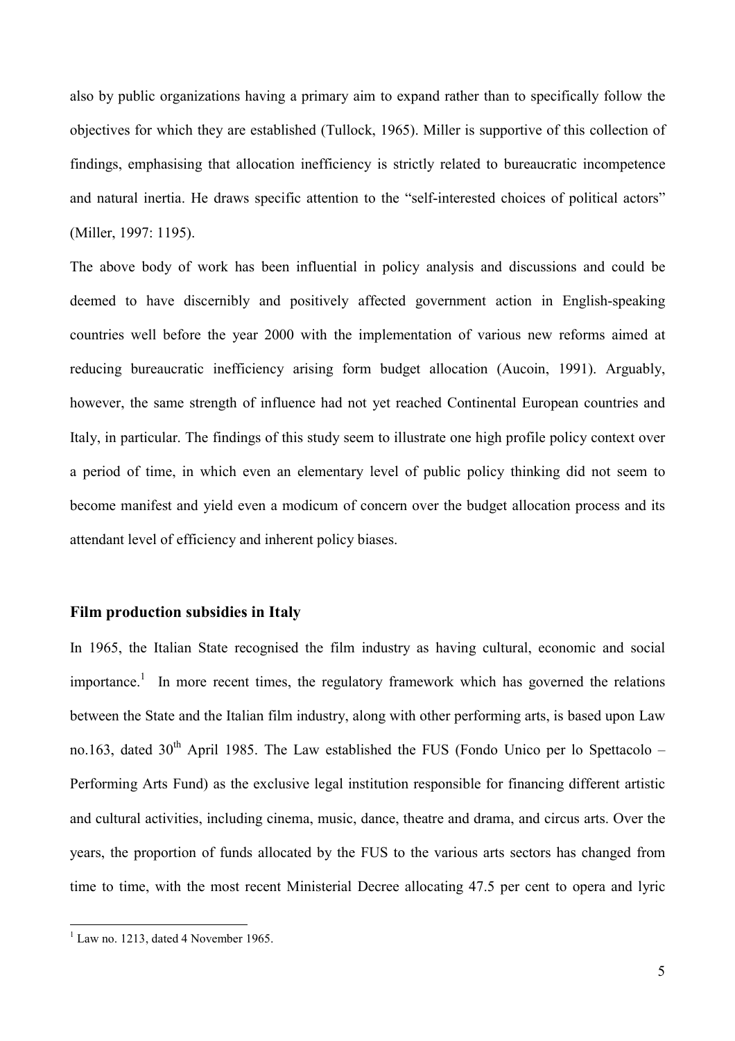also by public organizations having a primary aim to expand rather than to specifically follow the objectives for which they are established (Tullock, 1965). Miller is supportive of this collection of findings, emphasising that allocation inefficiency is strictly related to bureaucratic incompetence and natural inertia. He draws specific attention to the "self-interested choices of political actors" (Miller, 1997: 1195).

The above body of work has been influential in policy analysis and discussions and could be deemed to have discernibly and positively affected government action in English-speaking countries well before the year 2000 with the implementation of various new reforms aimed at reducing bureaucratic inefficiency arising form budget allocation (Aucoin, 1991). Arguably, however, the same strength of influence had not yet reached Continental European countries and Italy, in particular. The findings of this study seem to illustrate one high profile policy context over a period of time, in which even an elementary level of public policy thinking did not seem to become manifest and yield even a modicum of concern over the budget allocation process and its attendant level of efficiency and inherent policy biases.

## Film production subsidies in Italy

In 1965, the Italian State recognised the film industry as having cultural, economic and social importance.[1] In more recent times, the regulatory framework which has governed the relations between the State and the Italian film industry, along with other performing arts, is based upon Law no.163, dated 30th April 1985. The Law established the FUS (Fondo Unico per lo Spettacolo – Performing Arts Fund) as the exclusive legal institution responsible for financing different artistic and cultural activities, including cinema, music, dance, theatre and drama, and circus arts. Over the years, the proportion of funds allocated by the FUS to the various arts sectors has changed from time to time, with the most recent Ministerial Decree allocating 47.5 per cent to opera and lyric

[1] Law no. 1213, dated 4 November 1965.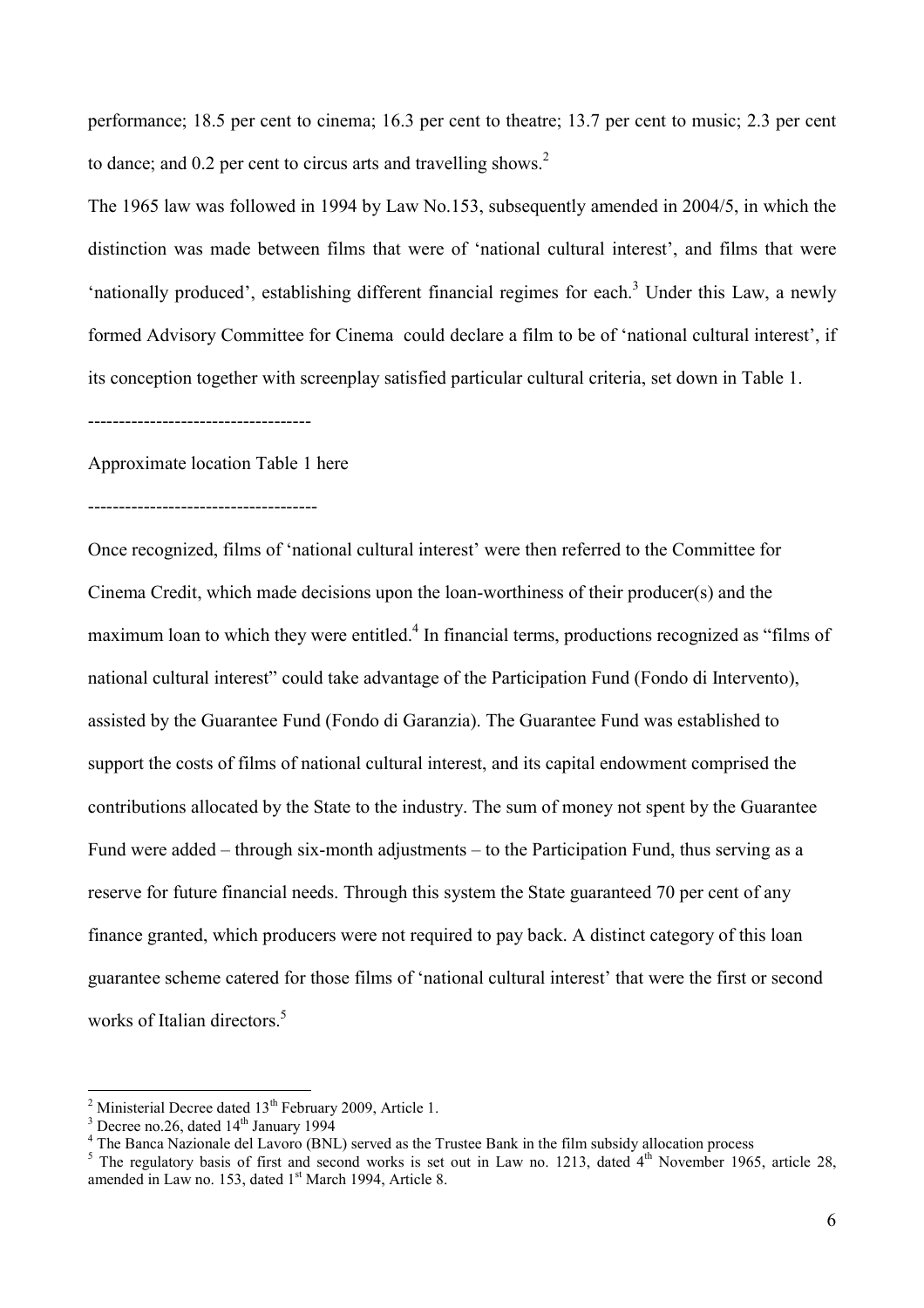performance; 18.5 per cent to cinema; 16.3 per cent to theatre; 13.7 per cent to music; 2.3 per cent to dance; and 0.2 per cent to circus arts and travelling shows.[2]

The 1965 law was followed in 1994 by Law No.153, subsequently amended in 2004/5, in which the distinction was made between films that were of 'national cultural interest', and films that were 'nationally produced', establishing different financial regimes for each.[3] Under this Law, a newly formed Advisory Committee for Cinema could declare a film to be of 'national cultural interest', if its conception together with screenplay satisfied particular cultural criteria, set down in Table 1.

------------------------------------

Approximate location Table 1 here

-------------------------------------

Once recognized, films of 'national cultural interest' were then referred to the Committee for Cinema Credit, which made decisions upon the loan-worthiness of their producer(s) and the maximum loan to which they were entitled.[4] In financial terms, productions recognized as "films of national cultural interest" could take advantage of the Participation Fund (Fondo di Intervento), assisted by the Guarantee Fund (Fondo di Garanzia). The Guarantee Fund was established to support the costs of films of national cultural interest, and its capital endowment comprised the contributions allocated by the State to the industry. The sum of money not spent by the Guarantee Fund were added – through six-month adjustments – to the Participation Fund, thus serving as a reserve for future financial needs. Through this system the State guaranteed 70 per cent of any finance granted, which producers were not required to pay back. A distinct category of this loan guarantee scheme catered for those films of 'national cultural interest' that were the first or second works of Italian directors.[5]

---

[2] Ministerial Decree dated 13th February 2009, Article 1.

[3] Decree no.26, dated 14th January 1994

[4] The Banca Nazionale del Lavoro (BNL) served as the Trustee Bank in the film subsidy allocation process

[5] The regulatory basis of first and second works is set out in Law no. 1213, dated 4th November 1965, article 28, amended in Law no. 153, dated 1st March 1994, Article 8.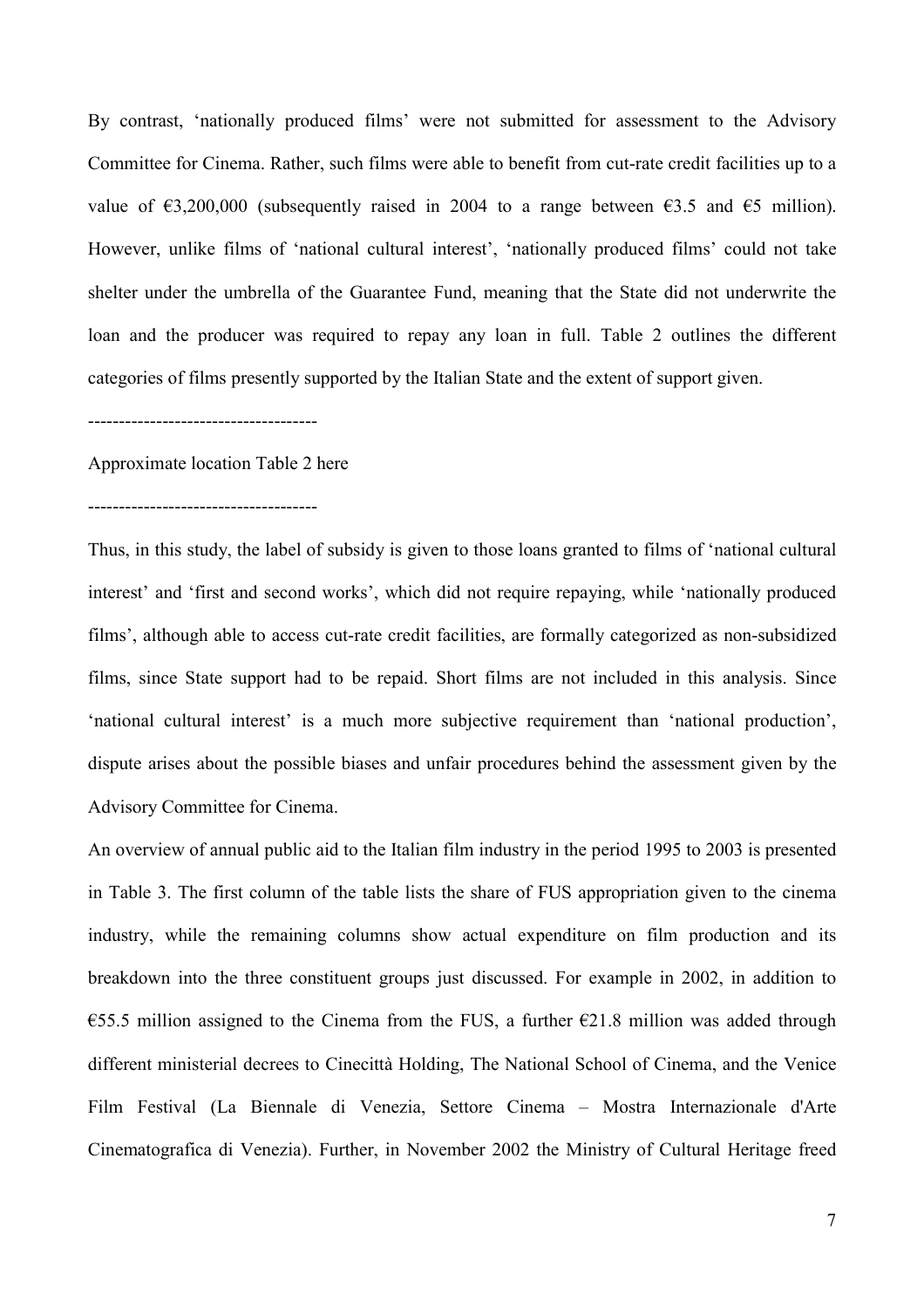By contrast, 'nationally produced films' were not submitted for assessment to the Advisory Committee for Cinema. Rather, such films were able to benefit from cut-rate credit facilities up to a value of €3,200,000 (subsequently raised in 2004 to a range between €3.5 and €5 million). However, unlike films of 'national cultural interest', 'nationally produced films' could not take shelter under the umbrella of the Guarantee Fund, meaning that the State did not underwrite the loan and the producer was required to repay any loan in full. Table 2 outlines the different categories of films presently supported by the Italian State and the extent of support given.

-------------------------------------

Approximate location Table 2 here

-------------------------------------

Thus, in this study, the label of subsidy is given to those loans granted to films of 'national cultural interest' and 'first and second works', which did not require repaying, while 'nationally produced films', although able to access cut-rate credit facilities, are formally categorized as non-subsidized films, since State support had to be repaid. Short films are not included in this analysis. Since 'national cultural interest' is a much more subjective requirement than 'national production', dispute arises about the possible biases and unfair procedures behind the assessment given by the Advisory Committee for Cinema.

An overview of annual public aid to the Italian film industry in the period 1995 to 2003 is presented in Table 3. The first column of the table lists the share of FUS appropriation given to the cinema industry, while the remaining columns show actual expenditure on film production and its breakdown into the three constituent groups just discussed. For example in 2002, in addition to €55.5 million assigned to the Cinema from the FUS, a further €21.8 million was added through different ministerial decrees to Cinecittà Holding, The National School of Cinema, and the Venice Film Festival (La Biennale di Venezia, Settore Cinema – Mostra Internazionale d'Arte Cinematografica di Venezia). Further, in November 2002 the Ministry of Cultural Heritage freed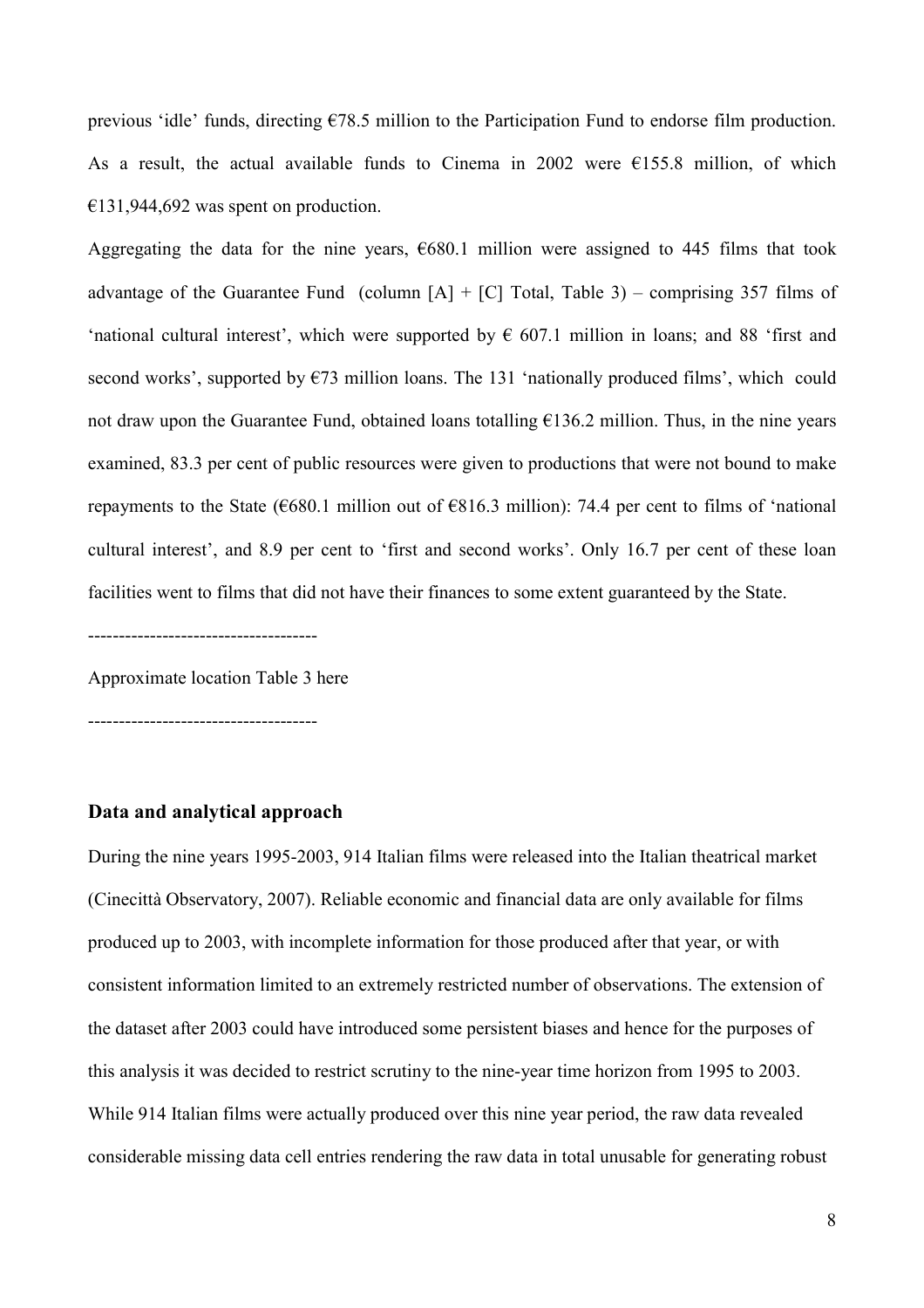previous 'idle' funds, directing €78.5 million to the Participation Fund to endorse film production. As a result, the actual available funds to Cinema in 2002 were €155.8 million, of which €131,944,692 was spent on production.

Aggregating the data for the nine years, €680.1 million were assigned to 445 films that took advantage of the Guarantee Fund (column [A] + [C] Total, Table 3) – comprising 357 films of 'national cultural interest', which were supported by € 607.1 million in loans; and 88 'first and second works', supported by €73 million loans. The 131 'nationally produced films', which could not draw upon the Guarantee Fund, obtained loans totalling €136.2 million. Thus, in the nine years examined, 83.3 per cent of public resources were given to productions that were not bound to make repayments to the State (€680.1 million out of €816.3 million): 74.4 per cent to films of 'national cultural interest', and 8.9 per cent to 'first and second works'. Only 16.7 per cent of these loan facilities went to films that did not have their finances to some extent guaranteed by the State.

-------------------------------------

Approximate location Table 3 here

-------------------------------------

## Data and analytical approach

During the nine years 1995-2003, 914 Italian films were released into the Italian theatrical market (Cinecittà Observatory, 2007). Reliable economic and financial data are only available for films produced up to 2003, with incomplete information for those produced after that year, or with consistent information limited to an extremely restricted number of observations. The extension of the dataset after 2003 could have introduced some persistent biases and hence for the purposes of this analysis it was decided to restrict scrutiny to the nine-year time horizon from 1995 to 2003. While 914 Italian films were actually produced over this nine year period, the raw data revealed considerable missing data cell entries rendering the raw data in total unusable for generating robust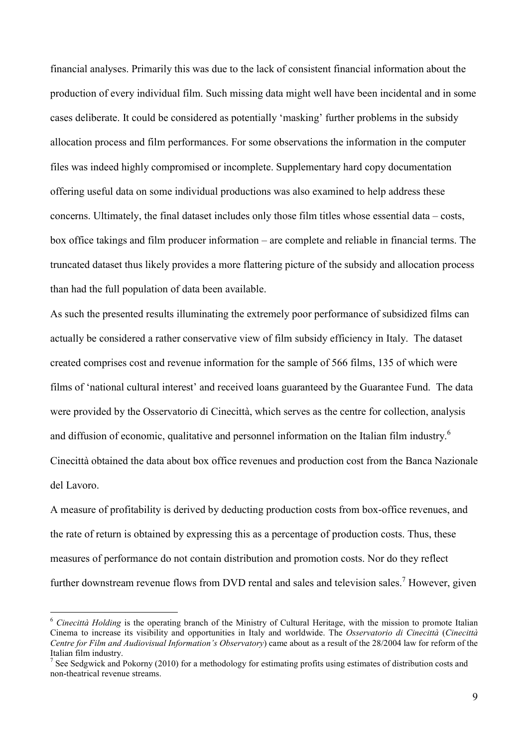financial analyses. Primarily this was due to the lack of consistent financial information about the production of every individual film. Such missing data might well have been incidental and in some cases deliberate. It could be considered as potentially 'masking' further problems in the subsidy allocation process and film performances. For some observations the information in the computer files was indeed highly compromised or incomplete. Supplementary hard copy documentation offering useful data on some individual productions was also examined to help address these concerns. Ultimately, the final dataset includes only those film titles whose essential data – costs, box office takings and film producer information – are complete and reliable in financial terms. The truncated dataset thus likely provides a more flattering picture of the subsidy and allocation process than had the full population of data been available.

As such the presented results illuminating the extremely poor performance of subsidized films can actually be considered a rather conservative view of film subsidy efficiency in Italy. The dataset created comprises cost and revenue information for the sample of 566 films, 135 of which were films of 'national cultural interest' and received loans guaranteed by the Guarantee Fund. The data were provided by the Osservatorio di Cinecittà, which serves as the centre for collection, analysis and diffusion of economic, qualitative and personnel information on the Italian film industry.[6] Cinecittà obtained the data about box office revenues and production cost from the Banca Nazionale del Lavoro.

A measure of profitability is derived by deducting production costs from box-office revenues, and the rate of return is obtained by expressing this as a percentage of production costs. Thus, these measures of performance do not contain distribution and promotion costs. Nor do they reflect further downstream revenue flows from DVD rental and sales and television sales.[7] However, given

---

[6] *Cinecittà Holding* is the operating branch of the Ministry of Cultural Heritage, with the mission to promote Italian Cinema to increase its visibility and opportunities in Italy and worldwide. The *Osservatorio di Cinecittà* (*Cinecittà Centre for Film and Audiovisual Information's Observatory*) came about as a result of the 28/2004 law for reform of the Italian film industry.

[7] See Sedgwick and Pokorny (2010) for a methodology for estimating profits using estimates of distribution costs and non-theatrical revenue streams.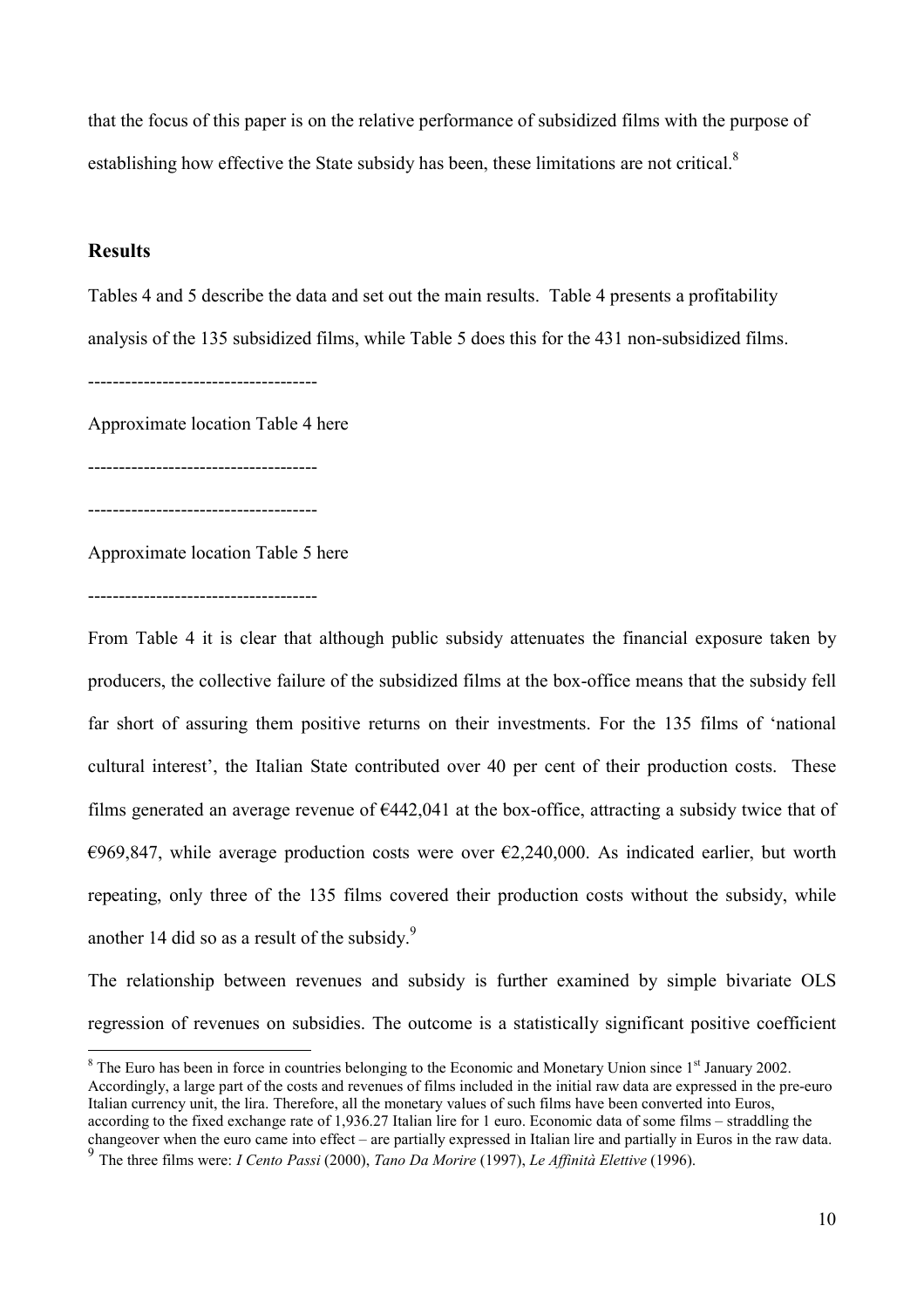that the focus of this paper is on the relative performance of subsidized films with the purpose of establishing how effective the State subsidy has been, these limitations are not critical.[8]

## Results

Tables 4 and 5 describe the data and set out the main results. Table 4 presents a profitability analysis of the 135 subsidized films, while Table 5 does this for the 431 non-subsidized films.

-------------------------------------

Approximate location Table 4 here

-------------------------------------

-------------------------------------

Approximate location Table 5 here

-------------------------------------

From Table 4 it is clear that although public subsidy attenuates the financial exposure taken by producers, the collective failure of the subsidized films at the box-office means that the subsidy fell far short of assuring them positive returns on their investments. For the 135 films of 'national cultural interest', the Italian State contributed over 40 per cent of their production costs. These films generated an average revenue of €442,041 at the box-office, attracting a subsidy twice that of €969,847, while average production costs were over €2,240,000. As indicated earlier, but worth repeating, only three of the 135 films covered their production costs without the subsidy, while another 14 did so as a result of the subsidy.[9]

The relationship between revenues and subsidy is further examined by simple bivariate OLS regression of revenues on subsidies. The outcome is a statistically significant positive coefficient

---

[8] The Euro has been in force in countries belonging to the Economic and Monetary Union since 1st January 2002. Accordingly, a large part of the costs and revenues of films included in the initial raw data are expressed in the pre-euro Italian currency unit, the lira. Therefore, all the monetary values of such films have been converted into Euros, according to the fixed exchange rate of 1,936.27 Italian lire for 1 euro. Economic data of some films – straddling the changeover when the euro came into effect – are partially expressed in Italian lire and partially in Euros in the raw data.

[9] The three films were: *I Cento Passi* (2000), *Tano Da Morire* (1997), *Le Affinità Elettive* (1996).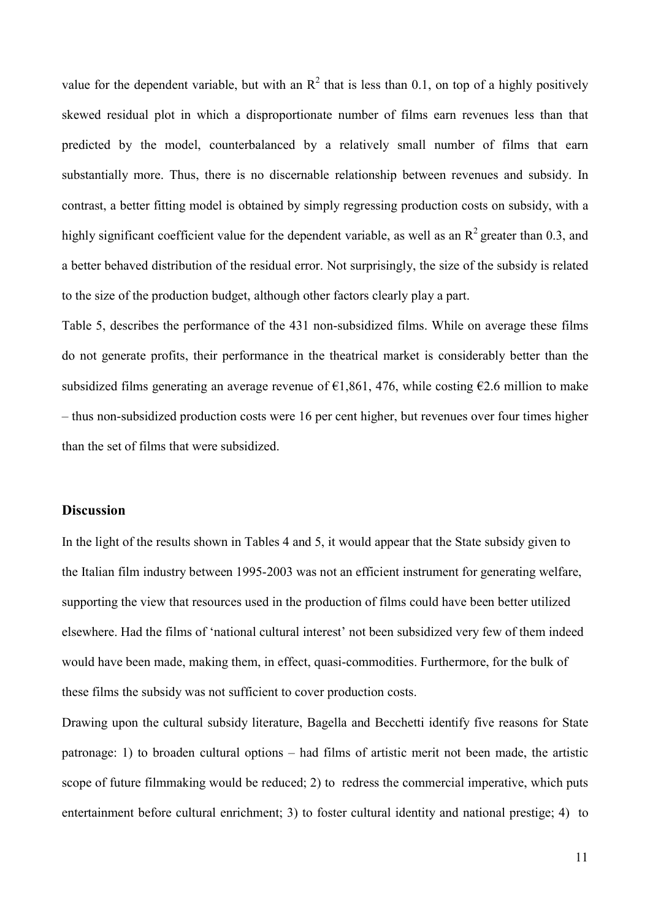value for the dependent variable, but with an $R^2$ that is less than 0.1, on top of a highly positively skewed residual plot in which a disproportionate number of films earn revenues less than that predicted by the model, counterbalanced by a relatively small number of films that earn substantially more. Thus, there is no discernable relationship between revenues and subsidy. In contrast, a better fitting model is obtained by simply regressing production costs on subsidy, with a highly significant coefficient value for the dependent variable, as well as an $R^2$ greater than 0.3, and a better behaved distribution of the residual error. Not surprisingly, the size of the subsidy is related to the size of the production budget, although other factors clearly play a part.

Table 5, describes the performance of the 431 non-subsidized films. While on average these films do not generate profits, their performance in the theatrical market is considerably better than the subsidized films generating an average revenue of €1,861, 476, while costing €2.6 million to make – thus non-subsidized production costs were 16 per cent higher, but revenues over four times higher than the set of films that were subsidized.

## Discussion

In the light of the results shown in Tables 4 and 5, it would appear that the State subsidy given to the Italian film industry between 1995-2003 was not an efficient instrument for generating welfare, supporting the view that resources used in the production of films could have been better utilized elsewhere. Had the films of 'national cultural interest' not been subsidized very few of them indeed would have been made, making them, in effect, quasi-commodities. Furthermore, for the bulk of these films the subsidy was not sufficient to cover production costs.

Drawing upon the cultural subsidy literature, Bagella and Becchetti identify five reasons for State patronage: 1) to broaden cultural options – had films of artistic merit not been made, the artistic scope of future filmmaking would be reduced; 2) to redress the commercial imperative, which puts entertainment before cultural enrichment; 3) to foster cultural identity and national prestige; 4) to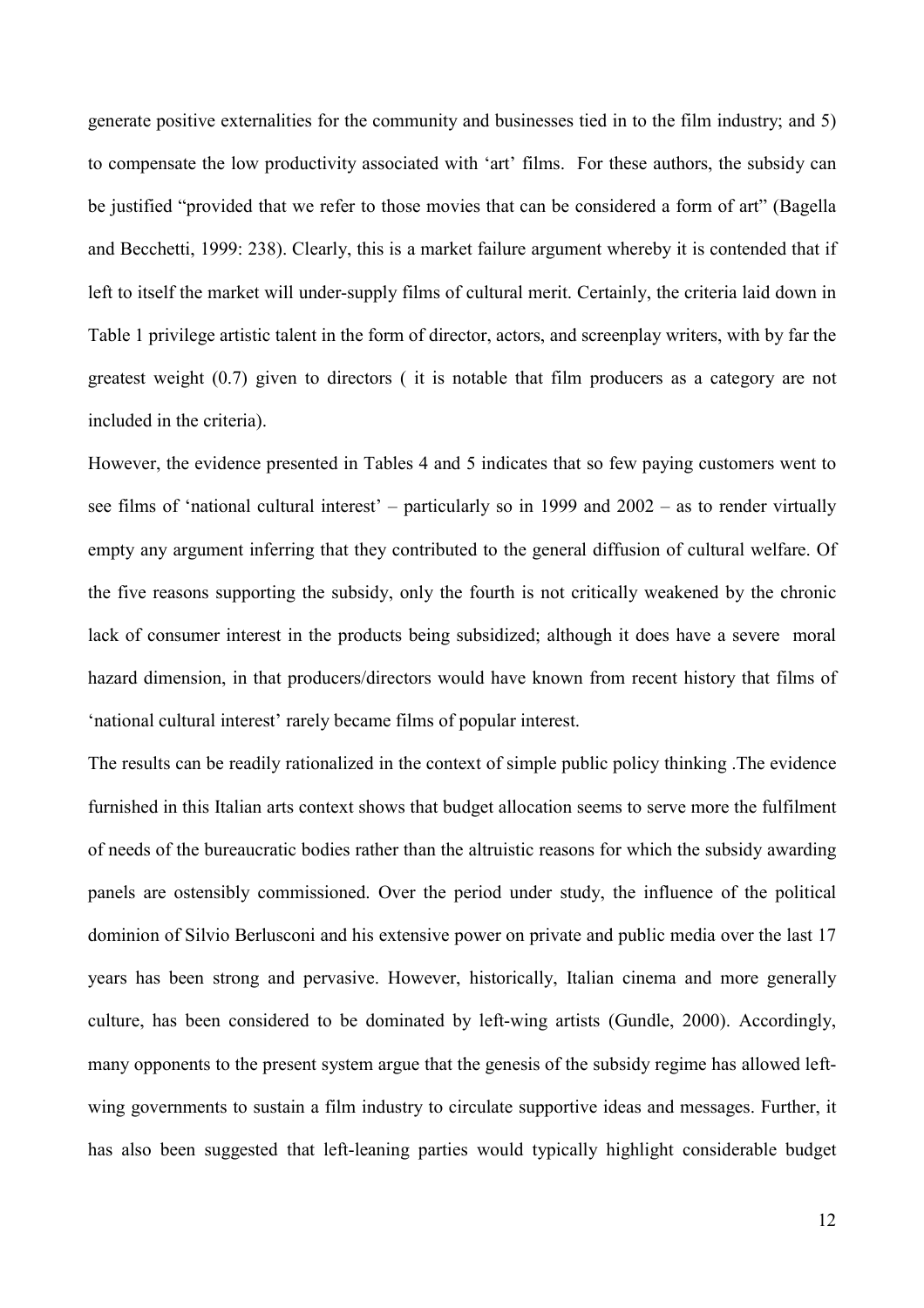generate positive externalities for the community and businesses tied in to the film industry; and 5) to compensate the low productivity associated with 'art' films. For these authors, the subsidy can be justified "provided that we refer to those movies that can be considered a form of art" (Bagella and Becchetti, 1999: 238). Clearly, this is a market failure argument whereby it is contended that if left to itself the market will under-supply films of cultural merit. Certainly, the criteria laid down in Table 1 privilege artistic talent in the form of director, actors, and screenplay writers, with by far the greatest weight (0.7) given to directors ( it is notable that film producers as a category are not included in the criteria).

However, the evidence presented in Tables 4 and 5 indicates that so few paying customers went to see films of 'national cultural interest' – particularly so in 1999 and 2002 – as to render virtually empty any argument inferring that they contributed to the general diffusion of cultural welfare. Of the five reasons supporting the subsidy, only the fourth is not critically weakened by the chronic lack of consumer interest in the products being subsidized; although it does have a severe moral hazard dimension, in that producers/directors would have known from recent history that films of 'national cultural interest' rarely became films of popular interest.

The results can be readily rationalized in the context of simple public policy thinking .The evidence furnished in this Italian arts context shows that budget allocation seems to serve more the fulfilment of needs of the bureaucratic bodies rather than the altruistic reasons for which the subsidy awarding panels are ostensibly commissioned. Over the period under study, the influence of the political dominion of Silvio Berlusconi and his extensive power on private and public media over the last 17 years has been strong and pervasive. However, historically, Italian cinema and more generally culture, has been considered to be dominated by left-wing artists (Gundle, 2000). Accordingly, many opponents to the present system argue that the genesis of the subsidy regime has allowed left-wing governments to sustain a film industry to circulate supportive ideas and messages. Further, it has also been suggested that left-leaning parties would typically highlight considerable budget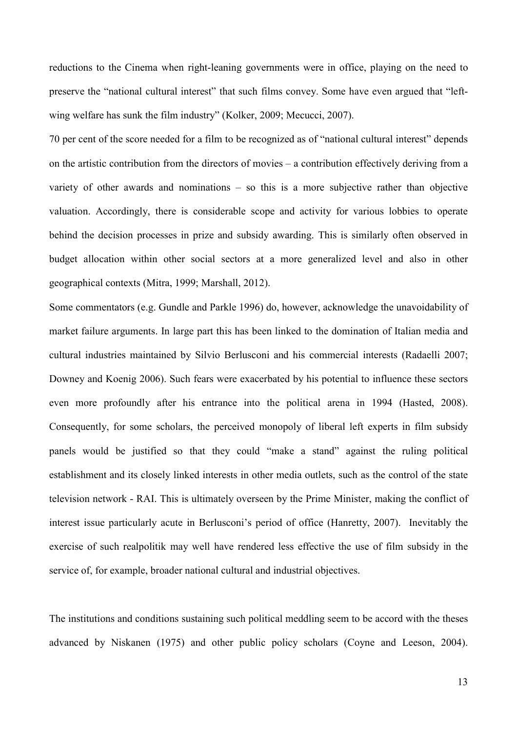reductions to the Cinema when right-leaning governments were in office, playing on the need to preserve the "national cultural interest" that such films convey. Some have even argued that "left-wing welfare has sunk the film industry" (Kolker, 2009; Mecucci, 2007).

70 per cent of the score needed for a film to be recognized as of "national cultural interest" depends on the artistic contribution from the directors of movies – a contribution effectively deriving from a variety of other awards and nominations – so this is a more subjective rather than objective valuation. Accordingly, there is considerable scope and activity for various lobbies to operate behind the decision processes in prize and subsidy awarding. This is similarly often observed in budget allocation within other social sectors at a more generalized level and also in other geographical contexts (Mitra, 1999; Marshall, 2012).

Some commentators (e.g. Gundle and Parkle 1996) do, however, acknowledge the unavoidability of market failure arguments. In large part this has been linked to the domination of Italian media and cultural industries maintained by Silvio Berlusconi and his commercial interests (Radaelli 2007; Downey and Koenig 2006). Such fears were exacerbated by his potential to influence these sectors even more profoundly after his entrance into the political arena in 1994 (Hasted, 2008). Consequently, for some scholars, the perceived monopoly of liberal left experts in film subsidy panels would be justified so that they could "make a stand" against the ruling political establishment and its closely linked interests in other media outlets, such as the control of the state television network - RAI. This is ultimately overseen by the Prime Minister, making the conflict of interest issue particularly acute in Berlusconi's period of office (Hanretty, 2007). Inevitably the exercise of such realpolitik may well have rendered less effective the use of film subsidy in the service of, for example, broader national cultural and industrial objectives.

The institutions and conditions sustaining such political meddling seem to be accord with the theses advanced by Niskanen (1975) and other public policy scholars (Coyne and Leeson, 2004).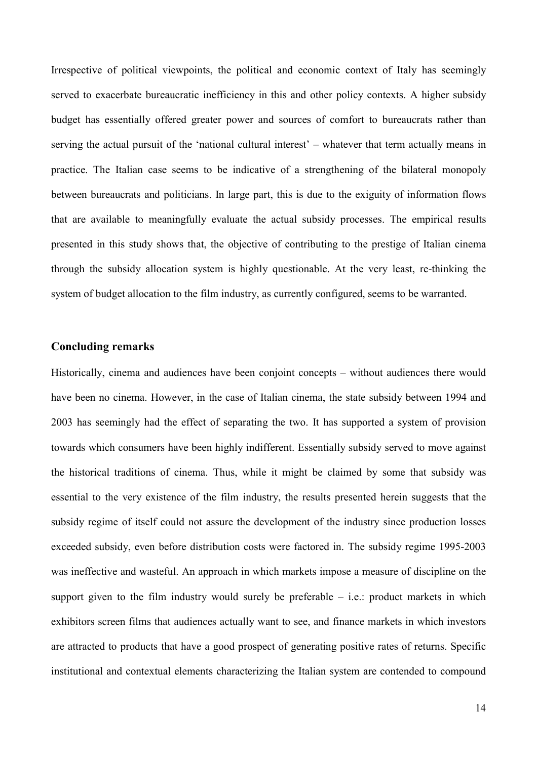Irrespective of political viewpoints, the political and economic context of Italy has seemingly served to exacerbate bureaucratic inefficiency in this and other policy contexts. A higher subsidy budget has essentially offered greater power and sources of comfort to bureaucrats rather than serving the actual pursuit of the 'national cultural interest' – whatever that term actually means in practice. The Italian case seems to be indicative of a strengthening of the bilateral monopoly between bureaucrats and politicians. In large part, this is due to the exiguity of information flows that are available to meaningfully evaluate the actual subsidy processes. The empirical results presented in this study shows that, the objective of contributing to the prestige of Italian cinema through the subsidy allocation system is highly questionable. At the very least, re-thinking the system of budget allocation to the film industry, as currently configured, seems to be warranted.

## Concluding remarks

Historically, cinema and audiences have been conjoint concepts – without audiences there would have been no cinema. However, in the case of Italian cinema, the state subsidy between 1994 and 2003 has seemingly had the effect of separating the two. It has supported a system of provision towards which consumers have been highly indifferent. Essentially subsidy served to move against the historical traditions of cinema. Thus, while it might be claimed by some that subsidy was essential to the very existence of the film industry, the results presented herein suggests that the subsidy regime of itself could not assure the development of the industry since production losses exceeded subsidy, even before distribution costs were factored in. The subsidy regime 1995-2003 was ineffective and wasteful. An approach in which markets impose a measure of discipline on the support given to the film industry would surely be preferable – i.e.: product markets in which exhibitors screen films that audiences actually want to see, and finance markets in which investors are attracted to products that have a good prospect of generating positive rates of returns. Specific institutional and contextual elements characterizing the Italian system are contended to compound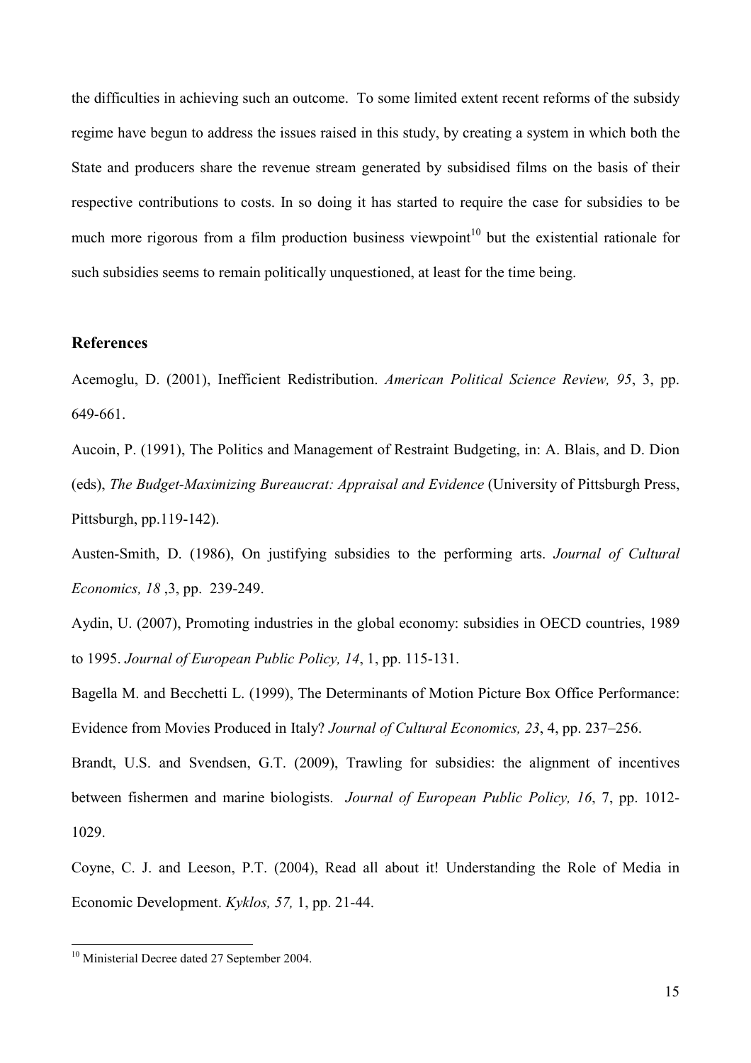the difficulties in achieving such an outcome. To some limited extent recent reforms of the subsidy regime have begun to address the issues raised in this study, by creating a system in which both the State and producers share the revenue stream generated by subsidised films on the basis of their respective contributions to costs. In so doing it has started to require the case for subsidies to be much more rigorous from a film production business viewpoint[10] but the existential rationale for such subsidies seems to remain politically unquestioned, at least for the time being.

## References

Acemoglu, D. (2001), Inefficient Redistribution. *American Political Science Review, 95*, 3, pp. 649-661.

Aucoin, P. (1991), The Politics and Management of Restraint Budgeting, in: A. Blais, and D. Dion (eds), *The Budget-Maximizing Bureaucrat: Appraisal and Evidence* (University of Pittsburgh Press, Pittsburgh, pp.119-142).

Austen-Smith, D. (1986), On justifying subsidies to the performing arts. *Journal of Cultural Economics, 18* ,3, pp. 239-249.

Aydin, U. (2007), Promoting industries in the global economy: subsidies in OECD countries, 1989 to 1995. *Journal of European Public Policy, 14*, 1, pp. 115-131.

Bagella M. and Becchetti L. (1999), The Determinants of Motion Picture Box Office Performance: Evidence from Movies Produced in Italy? *Journal of Cultural Economics, 23*, 4, pp. 237–256.

Brandt, U.S. and Svendsen, G.T. (2009), Trawling for subsidies: the alignment of incentives between fishermen and marine biologists. *Journal of European Public Policy, 16*, 7, pp. 1012-1029.

Coyne, C. J. and Leeson, P.T. (2004), Read all about it! Understanding the Role of Media in Economic Development. *Kyklos, 57,* 1, pp. 21-44.

[10] Ministerial Decree dated 27 September 2004.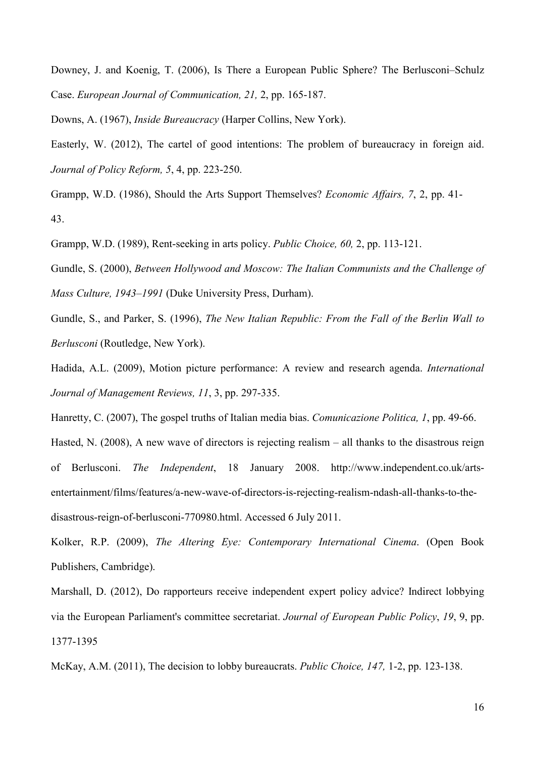Downey, J. and Koenig, T. (2006), Is There a European Public Sphere? The Berlusconi–Schulz Case. *European Journal of Communication, 21,* 2, pp. 165-187.

Downs, A. (1967), *Inside Bureaucracy* (Harper Collins, New York).

Easterly, W. (2012), The cartel of good intentions: The problem of bureaucracy in foreign aid. *Journal of Policy Reform, 5*, 4, pp. 223-250.

Grampp, W.D. (1986), Should the Arts Support Themselves? *Economic Affairs, 7*, 2, pp. 41-43.

Grampp, W.D. (1989), Rent-seeking in arts policy. *Public Choice, 60,* 2, pp. 113-121.

Gundle, S. (2000), *Between Hollywood and Moscow: The Italian Communists and the Challenge of Mass Culture, 1943–1991* (Duke University Press, Durham).

Gundle, S., and Parker, S. (1996), *The New Italian Republic: From the Fall of the Berlin Wall to Berlusconi* (Routledge, New York).

Hadida, A.L. (2009), Motion picture performance: A review and research agenda. *International Journal of Management Reviews, 11*, 3, pp. 297-335.

Hanretty, C. (2007), The gospel truths of Italian media bias. *Comunicazione Politica, 1*, pp. 49-66.

Hasted, N. (2008), A new wave of directors is rejecting realism – all thanks to the disastrous reign of Berlusconi. *The Independent*, 18 January 2008. http://www.independent.co.uk/arts-entertainment/films/features/a-new-wave-of-directors-is-rejecting-realism-ndash-all-thanks-to-the-disastrous-reign-of-berlusconi-770980.html. Accessed 6 July 2011.

Kolker, R.P. (2009), *The Altering Eye: Contemporary International Cinema*. (Open Book Publishers, Cambridge).

Marshall, D. (2012), Do rapporteurs receive independent expert policy advice? Indirect lobbying via the European Parliament's committee secretariat. *Journal of European Public Policy*, *19*, 9, pp. 1377-1395

McKay, A.M. (2011), The decision to lobby bureaucrats. *Public Choice, 147,* 1-2, pp. 123-138.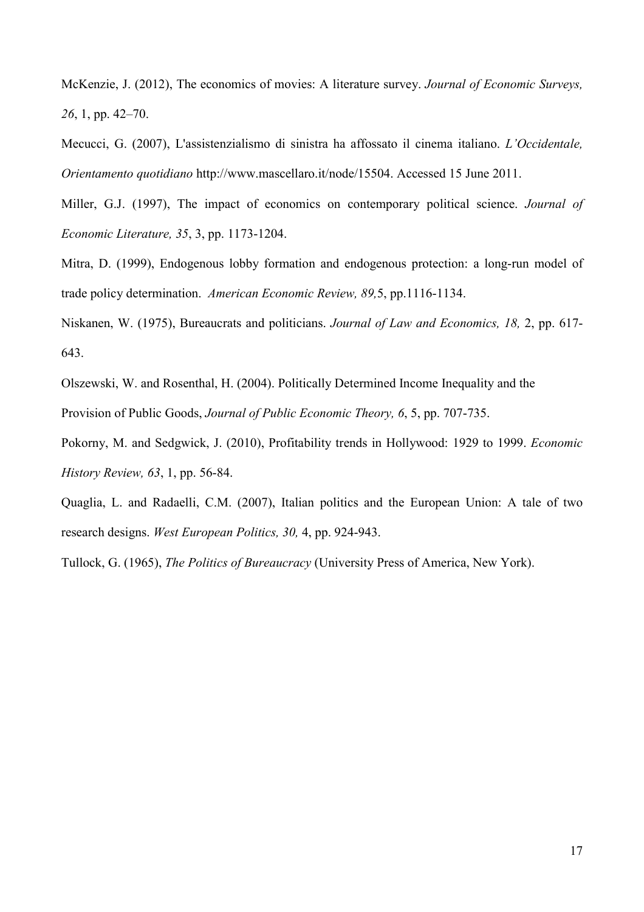McKenzie, J. (2012), The economics of movies: A literature survey. *Journal of Economic Surveys, 26*, 1, pp. 42–70.

Mecucci, G. (2007), L'assistenzialismo di sinistra ha affossato il cinema italiano. *L'Occidentale, Orientamento quotidiano* http://www.mascellaro.it/node/15504. Accessed 15 June 2011.

Miller, G.J. (1997), The impact of economics on contemporary political science. *Journal of Economic Literature, 35*, 3, pp. 1173-1204.

Mitra, D. (1999), Endogenous lobby formation and endogenous protection: a long-run model of trade policy determination. *American Economic Review, 89,*5, pp.1116-1134.

Niskanen, W. (1975), Bureaucrats and politicians. *Journal of Law and Economics, 18,* 2, pp. 617-643.

Olszewski, W. and Rosenthal, H. (2004). Politically Determined Income Inequality and the Provision of Public Goods, *Journal of Public Economic Theory, 6*, 5, pp. 707-735.

Pokorny, M. and Sedgwick, J. (2010), Profitability trends in Hollywood: 1929 to 1999. *Economic History Review, 63*, 1, pp. 56-84.

Quaglia, L. and Radaelli, C.M. (2007), Italian politics and the European Union: A tale of two research designs. *West European Politics, 30,* 4, pp. 924-943.

Tullock, G. (1965), *The Politics of Bureaucracy* (University Press of America, New York).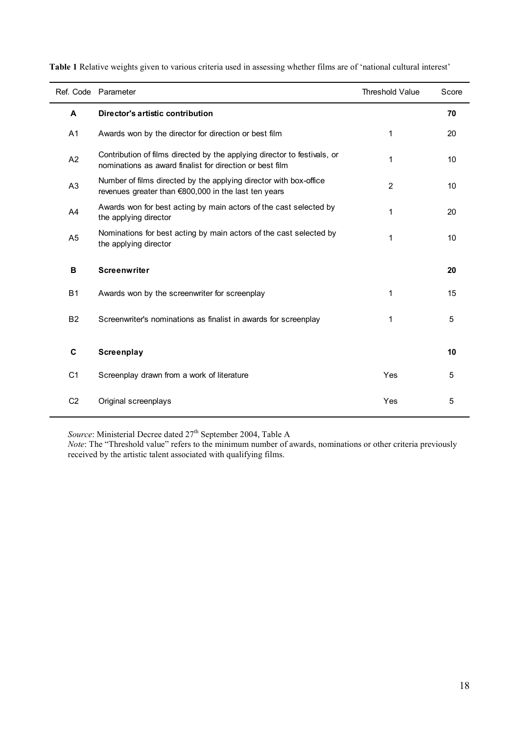**Table 1** Relative weights given to various criteria used in assessing whether films are of 'national cultural interest'

| Ref. Code | Parameter | Threshold Value | Score |
|---|---|---|---|
| **A** | **Director's artistic contribution** | | **70** |
| A1 | Awards won by the director for direction or best film | 1 | 20 |
| A2 | Contribution of films directed by the applying director to festivals, or nominations as award finalist for direction or best film | 1 | 10 |
| A3 | Number of films directed by the applying director with box-office revenues greater than €800,000 in the last ten years | 2 | 10 |
| A4 | Awards won for best acting by main actors of the cast selected by the applying director | 1 | 20 |
| A5 | Nominations for best acting by main actors of the cast selected by the applying director | 1 | 10 |
| **B** | **Screenwriter** | | **20** |
| B1 | Awards won by the screenwriter for screenplay | 1 | 15 |
| B2 | Screenwriter's nominations as finalist in awards for screenplay | 1 | 5 |
| **C** | **Screenplay** | | **10** |
| C1 | Screenplay drawn from a work of literature | Yes | 5 |
| C2 | Original screenplays | Yes | 5 |

*Source*: Ministerial Decree dated 27th September 2004, Table A

*Note*: The "Threshold value" refers to the minimum number of awards, nominations or other criteria previously received by the artistic talent associated with qualifying films.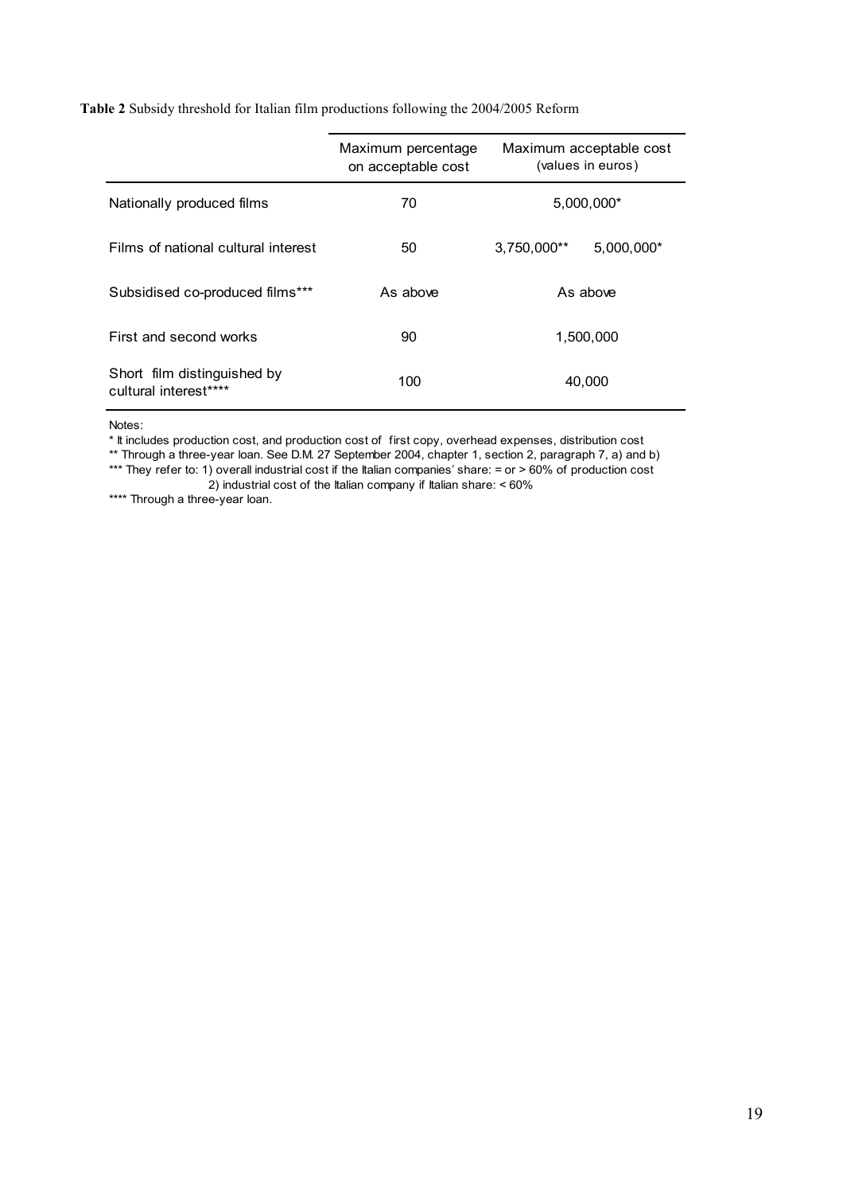**Table 2** Subsidy threshold for Italian film productions following the 2004/2005 Reform

| | Maximum percentage on acceptable cost | Maximum acceptable cost (values in euros) | |
|---|---|---|---|
| Nationally produced films | 70 | 5,000,000* | |
| Films of national cultural interest | 50 | 3,750,000** | 5,000,000* |
| Subsidised co-produced films*** | As above | As above | |
| First and second works | 90 | 1,500,000 | |
| Short film distinguished by cultural interest**** | 100 | 40,000 | |

Notes:

\* It includes production cost, and production cost of first copy, overhead expenses, distribution cost

** Through a three-year loan. See D.M. 27 September 2004, chapter 1, section 2, paragraph 7, a) and b)

*** They refer to: 1) overall industrial cost if the Italian companies' share: = or > 60% of production cost
2) industrial cost of the Italian company if Italian share: < 60%

**** Through a three-year loan.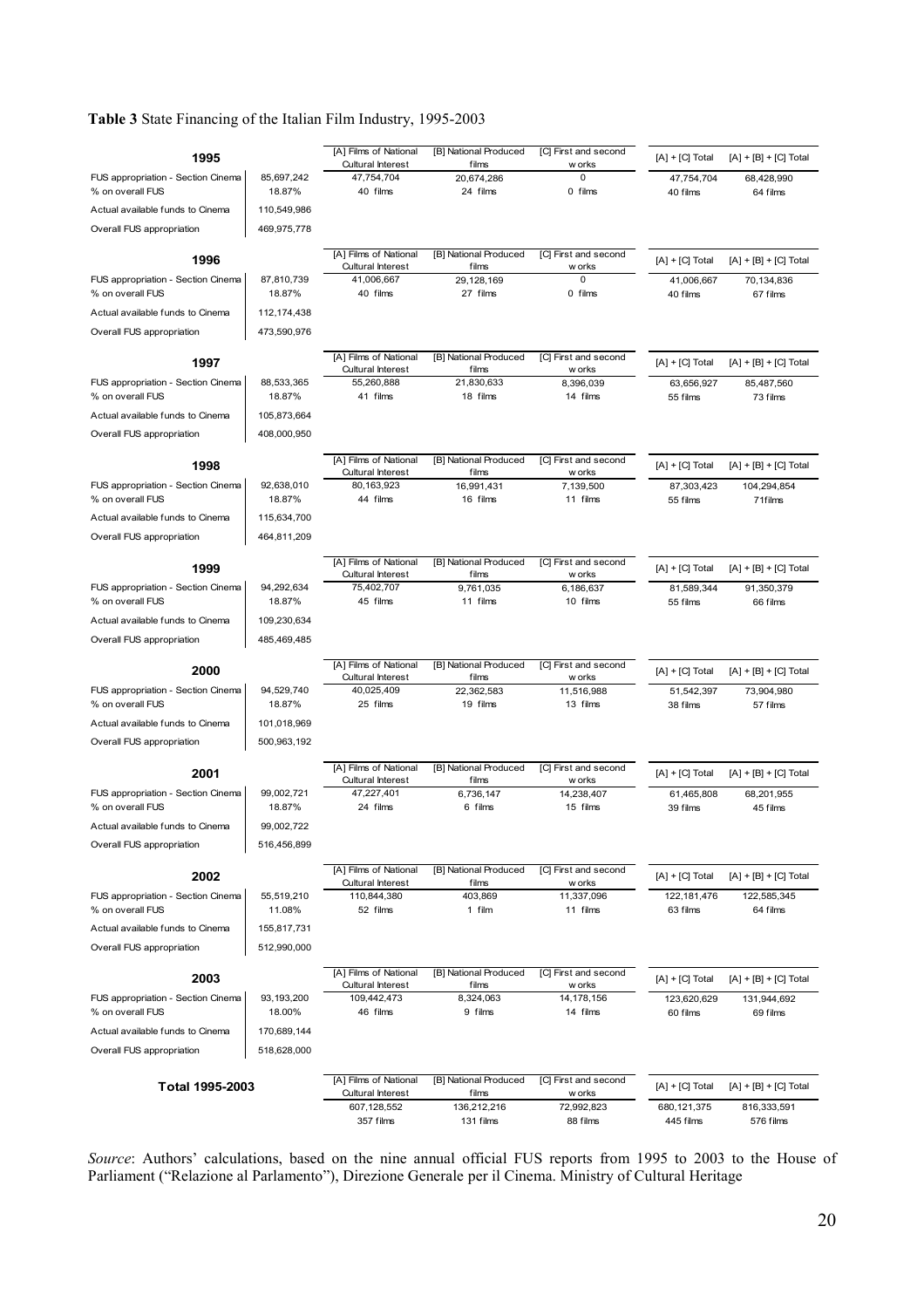**Table 3** State Financing of the Italian Film Industry, 1995-2003

| **1995** | | [A] Films of National Cultural Interest | [B] National Produced films | [C] First and second works | [A] + [C] Total | [A] + [B] + [C] Total |
|---|---|---|---|---|---|---|
| FUS appropriation - Section Cinema | 85,697,242 | 47,754,704 | 20,674,286 | 0 | 47,754,704 | 68,428,990 |
| % on overall FUS | 18.87% | 40 films | 24 films | 0 films | 40 films | 64 films |
| Actual available funds to Cinema | 110,549,986 | | | | | |
| Overall FUS appropriation | 469,975,778 | | | | | |
| **1996** | | [A] Films of National Cultural Interest | [B] National Produced films | [C] First and second works | [A] + [C] Total | [A] + [B] + [C] Total |
| FUS appropriation - Section Cinema | 87,810,739 | 41,006,667 | 29,128,169 | 0 | 41,006,667 | 70,134,836 |
| % on overall FUS | 18.87% | 40 films | 27 films | 0 films | 40 films | 67 films |
| Actual available funds to Cinema | 112,174,438 | | | | | |
| Overall FUS appropriation | 473,590,976 | | | | | |
| **1997** | | [A] Films of National Cultural Interest | [B] National Produced films | [C] First and second works | [A] + [C] Total | [A] + [B] + [C] Total |
| FUS appropriation - Section Cinema | 88,533,365 | 55,260,888 | 21,830,633 | 8,396,039 | 63,656,927 | 85,487,560 |
| % on overall FUS | 18.87% | 41 films | 18 films | 14 films | 55 films | 73 films |
| Actual available funds to Cinema | 105,873,664 | | | | | |
| Overall FUS appropriation | 408,000,950 | | | | | |
| **1998** | | [A] Films of National Cultural Interest | [B] National Produced films | [C] First and second works | [A] + [C] Total | [A] + [B] + [C] Total |
| FUS appropriation - Section Cinema | 92,638,010 | 80,163,923 | 16,991,431 | 7,139,500 | 87,303,423 | 104,294,854 |
| % on overall FUS | 18.87% | 44 films | 16 films | 11 films | 55 films | 71films |
| Actual available funds to Cinema | 115,634,700 | | | | | |
| Overall FUS appropriation | 464,811,209 | | | | | |
| **1999** | | [A] Films of National Cultural Interest | [B] National Produced films | [C] First and second works | [A] + [C] Total | [A] + [B] + [C] Total |
| FUS appropriation - Section Cinema | 94,292,634 | 75,402,707 | 9,761,035 | 6,186,637 | 81,589,344 | 91,350,379 |
| % on overall FUS | 18.87% | 45 films | 11 films | 10 films | 55 films | 66 films |
| Actual available funds to Cinema | 109,230,634 | | | | | |
| Overall FUS appropriation | 485,469,485 | | | | | |
| **2000** | | [A] Films of National Cultural Interest | [B] National Produced films | [C] First and second works | [A] + [C] Total | [A] + [B] + [C] Total |
| FUS appropriation - Section Cinema | 94,529,740 | 40,025,409 | 22,362,583 | 11,516,988 | 51,542,397 | 73,904,980 |
| % on overall FUS | 18.87% | 25 films | 19 films | 13 films | 38 films | 57 films |
| Actual available funds to Cinema | 101,018,969 | | | | | |
| Overall FUS appropriation | 500,963,192 | | | | | |
| **2001** | | [A] Films of National Cultural Interest | [B] National Produced films | [C] First and second works | [A] + [C] Total | [A] + [B] + [C] Total |
| FUS appropriation - Section Cinema | 99,002,721 | 47,227,401 | 6,736,147 | 14,238,407 | 61,465,808 | 68,201,955 |
| % on overall FUS | 18.87% | 24 films | 6 films | 15 films | 39 films | 45 films |
| Actual available funds to Cinema | 99,002,722 | | | | | |
| Overall FUS appropriation | 516,456,899 | | | | | |
| **2002** | | [A] Films of National Cultural Interest | [B] National Produced films | [C] First and second works | [A] + [C] Total | [A] + [B] + [C] Total |
| FUS appropriation - Section Cinema | 55,519,210 | 110,844,380 | 403,869 | 11,337,096 | 122,181,476 | 122,585,345 |
| % on overall FUS | 11.08% | 52 films | 1 film | 11 films | 63 films | 64 films |
| Actual available funds to Cinema | 155,817,731 | | | | | |
| Overall FUS appropriation | 512,990,000 | | | | | |
| **2003** | | [A] Films of National Cultural Interest | [B] National Produced films | [C] First and second works | [A] + [C] Total | [A] + [B] + [C] Total |
| FUS appropriation - Section Cinema | 93,193,200 | 109,442,473 | 8,324,063 | 14,178,156 | 123,620,629 | 131,944,692 |
| % on overall FUS | 18.00% | 46 films | 9 films | 14 films | 60 films | 69 films |
| Actual available funds to Cinema | 170,689,144 | | | | | |
| Overall FUS appropriation | 518,628,000 | | | | | |
| **Total 1995-2003** | | [A] Films of National Cultural Interest | [B] National Produced films | [C] First and second works | [A] + [C] Total | [A] + [B] + [C] Total |
| | | 607,128,552 | 136,212,216 | 72,992,823 | 680,121,375 | 816,333,591 |
| | | 357 films | 131 films | 88 films | 445 films | 576 films |

*Source*: Authors' calculations, based on the nine annual official FUS reports from 1995 to 2003 to the House of Parliament ("Relazione al Parlamento"), Direzione Generale per il Cinema. Ministry of Cultural Heritage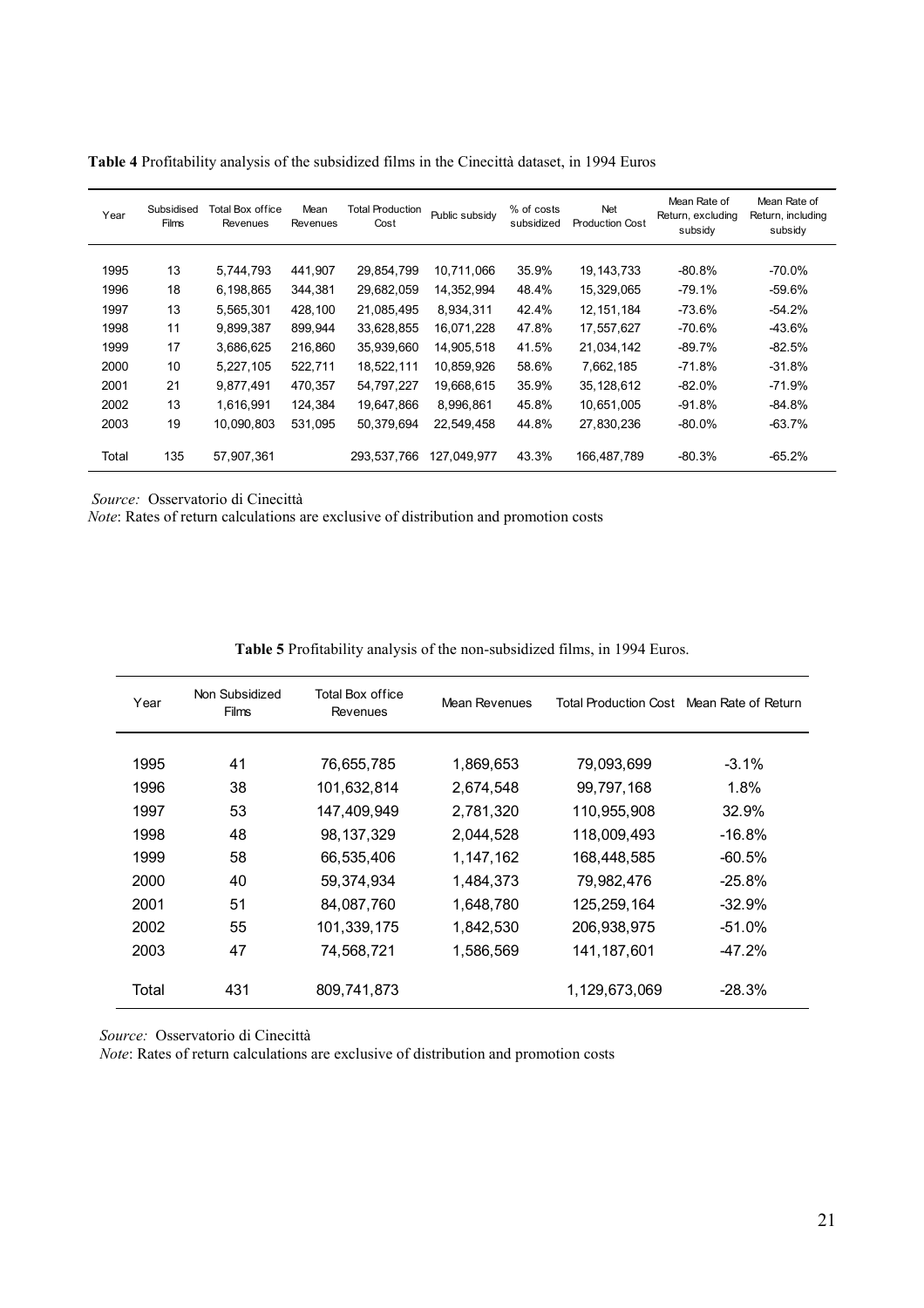**Table 4** Profitability analysis of the subsidized films in the Cinecittà dataset, in 1994 Euros

| Year | Subsidised Films | Total Box office Revenues | Mean Revenues | Total Production Cost | Public subsidy | % of costs subsidized | Net Production Cost | Mean Rate of Return, excluding subsidy | Mean Rate of Return, including subsidy |
|---|---|---|---|---|---|---|---|---|---|
| 1995 | 13 | 5,744,793 | 441,907 | 29,854,799 | 10,711,066 | 35.9% | 19,143,733 | -80.8% | -70.0% |
| 1996 | 18 | 6,198,865 | 344,381 | 29,682,059 | 14,352,994 | 48.4% | 15,329,065 | -79.1% | -59.6% |
| 1997 | 13 | 5,565,301 | 428,100 | 21,085,495 | 8,934,311 | 42.4% | 12,151,184 | -73.6% | -54.2% |
| 1998 | 11 | 9,899,387 | 899,944 | 33,628,855 | 16,071,228 | 47.8% | 17,557,627 | -70.6% | -43.6% |
| 1999 | 17 | 3,686,625 | 216,860 | 35,939,660 | 14,905,518 | 41.5% | 21,034,142 | -89.7% | -82.5% |
| 2000 | 10 | 5,227,105 | 522,711 | 18,522,111 | 10,859,926 | 58.6% | 7,662,185 | -71.8% | -31.8% |
| 2001 | 21 | 9,877,491 | 470,357 | 54,797,227 | 19,668,615 | 35.9% | 35,128,612 | -82.0% | -71.9% |
| 2002 | 13 | 1,616,991 | 124,384 | 19,647,866 | 8,996,861 | 45.8% | 10,651,005 | -91.8% | -84.8% |
| 2003 | 19 | 10,090,803 | 531,095 | 50,379,694 | 22,549,458 | 44.8% | 27,830,236 | -80.0% | -63.7% |
| Total | 135 | 57,907,361 | | 293,537,766 | 127,049,977 | 43.3% | 166,487,789 | -80.3% | -65.2% |

*Source:* Osservatorio di Cinecittà
*Note*: Rates of return calculations are exclusive of distribution and promotion costs

**Table 5** Profitability analysis of the non-subsidized films, in 1994 Euros.

| Year | Non Subsidized Films | Total Box office Revenues | Mean Revenues | Total Production Cost | Mean Rate of Return |
|---|---|---|---|---|---|
| 1995 | 41 | 76,655,785 | 1,869,653 | 79,093,699 | -3.1% |
| 1996 | 38 | 101,632,814 | 2,674,548 | 99,797,168 | 1.8% |
| 1997 | 53 | 147,409,949 | 2,781,320 | 110,955,908 | 32.9% |
| 1998 | 48 | 98,137,329 | 2,044,528 | 118,009,493 | -16.8% |
| 1999 | 58 | 66,535,406 | 1,147,162 | 168,448,585 | -60.5% |
| 2000 | 40 | 59,374,934 | 1,484,373 | 79,982,476 | -25.8% |
| 2001 | 51 | 84,087,760 | 1,648,780 | 125,259,164 | -32.9% |
| 2002 | 55 | 101,339,175 | 1,842,530 | 206,938,975 | -51.0% |
| 2003 | 47 | 74,568,721 | 1,586,569 | 141,187,601 | -47.2% |
| Total | 431 | 809,741,873 | | 1,129,673,069 | -28.3% |

*Source:* Osservatorio di Cinecittà
*Note*: Rates of return calculations are exclusive of distribution and promotion costs